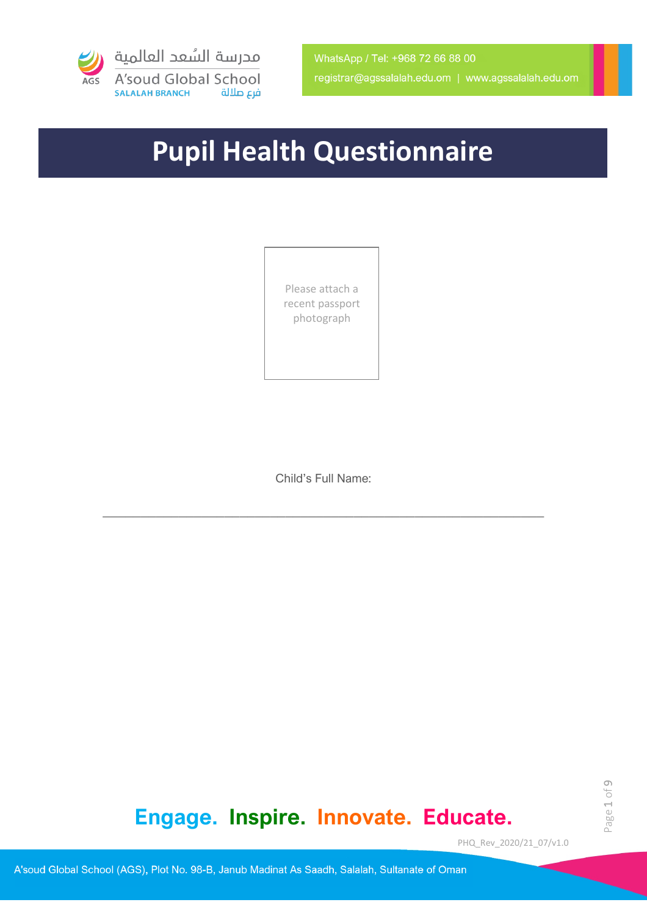مدرسة السُعد العالمية
A'soud Global School
SALALAH BRANCH فرع صلالة

WhatsApp / Tel: +968 72 66 88 00
registrar@agssalalah.edu.om | www.agssalalah.edu.om

# Pupil Health Questionnaire

Please attach a recent passport photograph

Child's Full Name:

_______________________________________________________________

**Engage. Inspire. Innovate. Educate.**

PHQ_Rev_2020/21_07/v1.0

A'soud Global School (AGS), Plot No. 98-B, Janub Madinat As Saadh, Salalah, Sultanate of Oman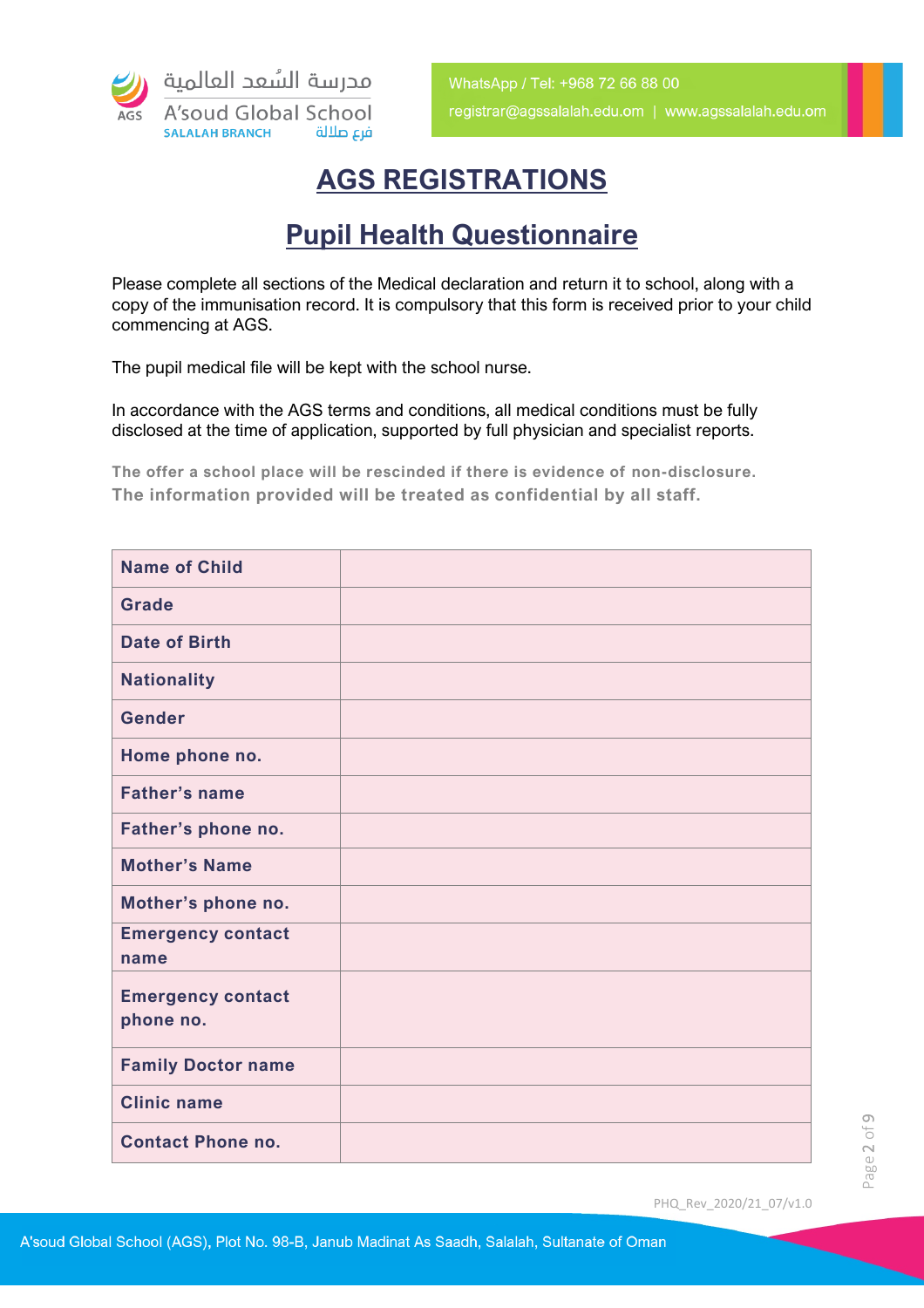# AGS REGISTRATIONS

## Pupil Health Questionnaire

Please complete all sections of the Medical declaration and return it to school, along with a copy of the immunisation record. It is compulsory that this form is received prior to your child commencing at AGS.

The pupil medical file will be kept with the school nurse.

In accordance with the AGS terms and conditions, all medical conditions must be fully disclosed at the time of application, supported by full physician and specialist reports.

**The offer a school place will be rescinded if there is evidence of non-disclosure.**
**The information provided will be treated as confidential by all staff.**

| | |
|---|---|
| **Name of Child** | |
| **Grade** | |
| **Date of Birth** | |
| **Nationality** | |
| **Gender** | |
| **Home phone no.** | |
| **Father's name** | |
| **Father's phone no.** | |
| **Mother's Name** | |
| **Mother's phone no.** | |
| **Emergency contact name** | |
| **Emergency contact phone no.** | |
| **Family Doctor name** | |
| **Clinic name** | |
| **Contact Phone no.** | |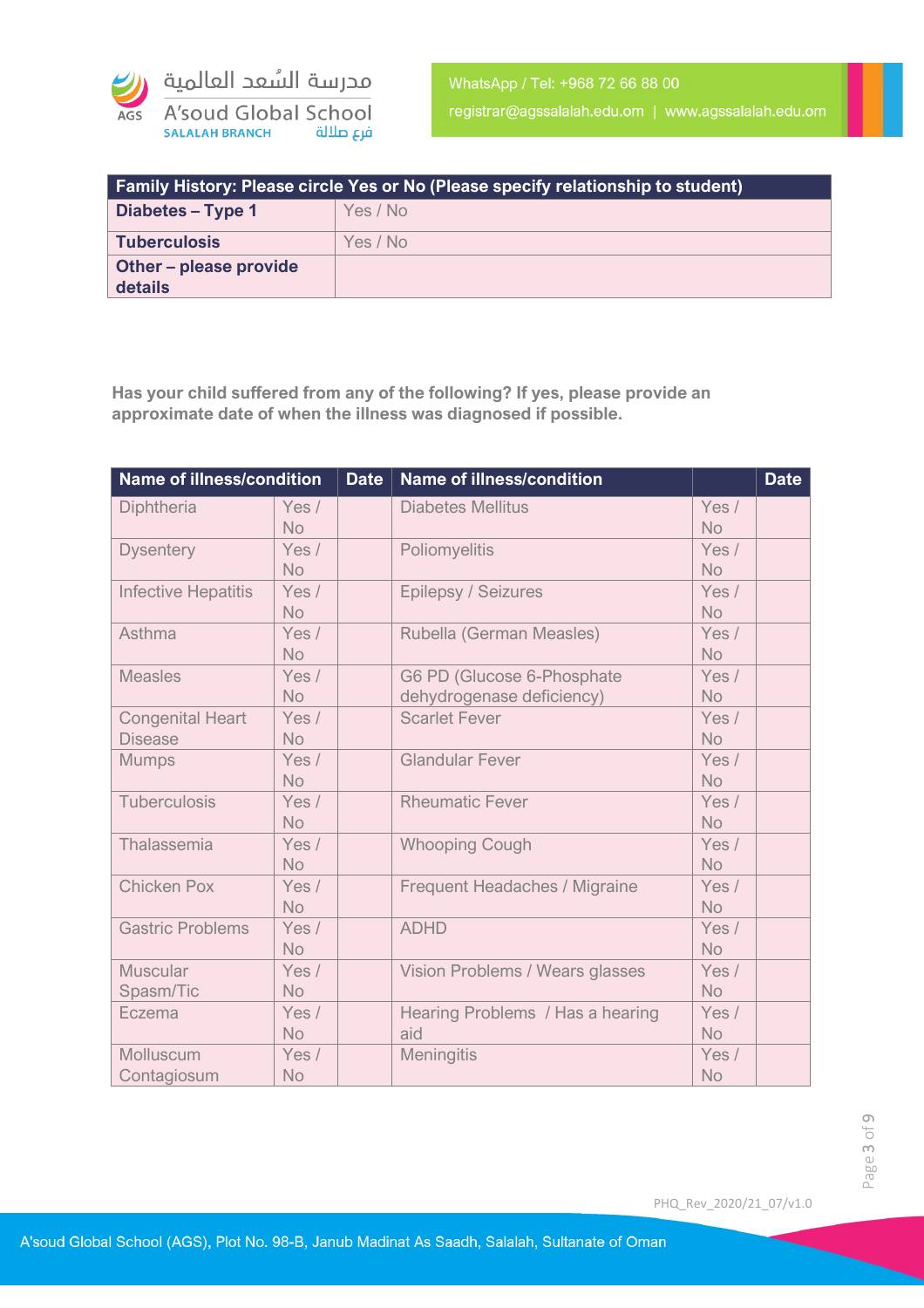| Family History: Please circle Yes or No (Please specify relationship to student) | |
|---|---|
| **Diabetes – Type 1** | Yes / No |
| **Tuberculosis** | Yes / No |
| **Other – please provide details** | |

**Has your child suffered from any of the following? If yes, please provide an approximate date of when the illness was diagnosed if possible.**

| Name of illness/condition | | Date | Name of illness/condition | | Date |
|---|---|---|---|---|---|
| Diphtheria | Yes / No | | Diabetes Mellitus | Yes / No | |
| Dysentery | Yes / No | | Poliomyelitis | Yes / No | |
| Infective Hepatitis | Yes / No | | Epilepsy / Seizures | Yes / No | |
| Asthma | Yes / No | | Rubella (German Measles) | Yes / No | |
| Measles | Yes / No | | G6 PD (Glucose 6-Phosphate dehydrogenase deficiency) | Yes / No | |
| Congenital Heart Disease | Yes / No | | Scarlet Fever | Yes / No | |
| Mumps | Yes / No | | Glandular Fever | Yes / No | |
| Tuberculosis | Yes / No | | Rheumatic Fever | Yes / No | |
| Thalassemia | Yes / No | | Whooping Cough | Yes / No | |
| Chicken Pox | Yes / No | | Frequent Headaches / Migraine | Yes / No | |
| Gastric Problems | Yes / No | | ADHD | Yes / No | |
| Muscular Spasm/Tic | Yes / No | | Vision Problems / Wears glasses | Yes / No | |
| Eczema | Yes / No | | Hearing Problems / Has a hearing aid | Yes / No | |
| Molluscum Contagiosum | Yes / No | | Meningitis | Yes / No | |

PHQ_Rev_2020/21_07/v1.0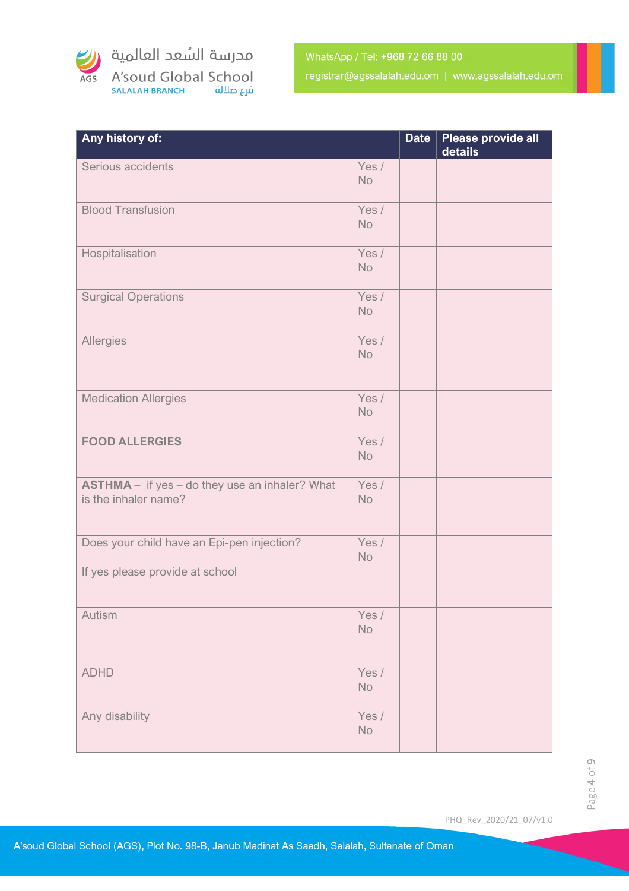| Any history of: | | Date | Please provide all details |
|---|---|---|---|
| Serious accidents | Yes / No | | |
| Blood Transfusion | Yes / No | | |
| Hospitalisation | Yes / No | | |
| Surgical Operations | Yes / No | | |
| Allergies | Yes / No | | |
| Medication Allergies | Yes / No | | |
| **FOOD ALLERGIES** | Yes / No | | |
| **ASTHMA** – if yes – do they use an inhaler? What is the inhaler name? | Yes / No | | |
| Does your child have an Epi-pen injection? If yes please provide at school | Yes / No | | |
| Autism | Yes / No | | |
| ADHD | Yes / No | | |
| Any disability | Yes / No | | |

PHQ_Rev_2020/21_07/v1.0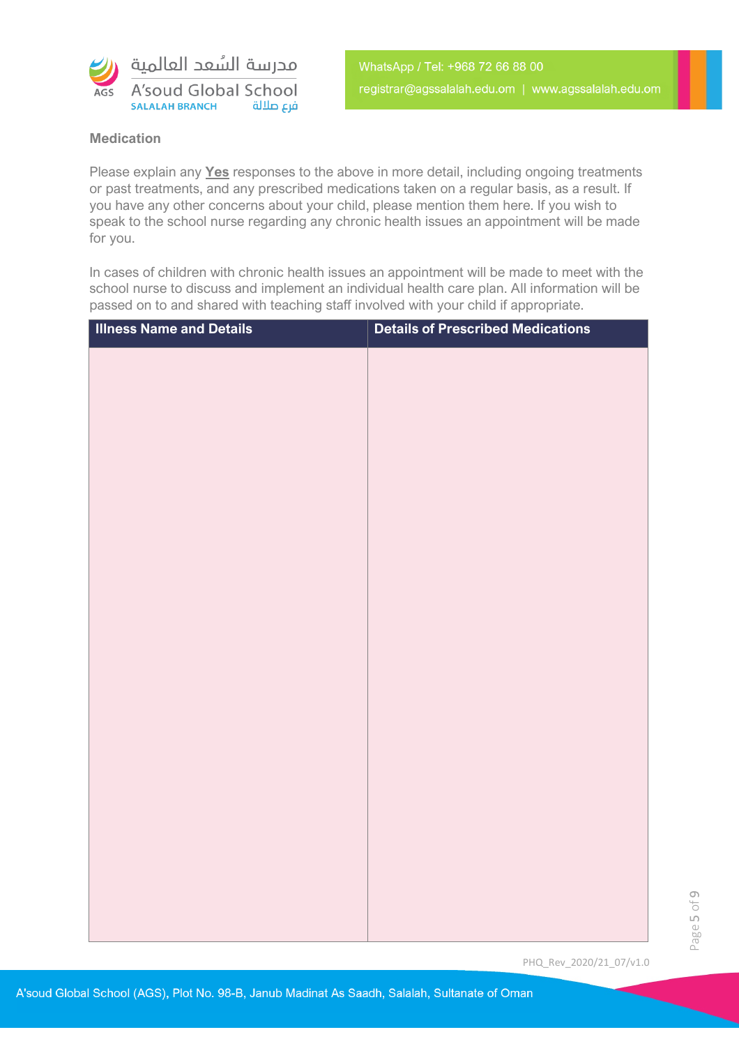## Medication

Please explain any **Yes** responses to the above in more detail, including ongoing treatments or past treatments, and any prescribed medications taken on a regular basis, as a result. If you have any other concerns about your child, please mention them here. If you wish to speak to the school nurse regarding any chronic health issues an appointment will be made for you.

In cases of children with chronic health issues an appointment will be made to meet with the school nurse to discuss and implement an individual health care plan. All information will be passed on to and shared with teaching staff involved with your child if appropriate.

| Illness Name and Details | Details of Prescribed Medications |
| --- | --- |
| | |

PHQ_Rev_2020/21_07/v1.0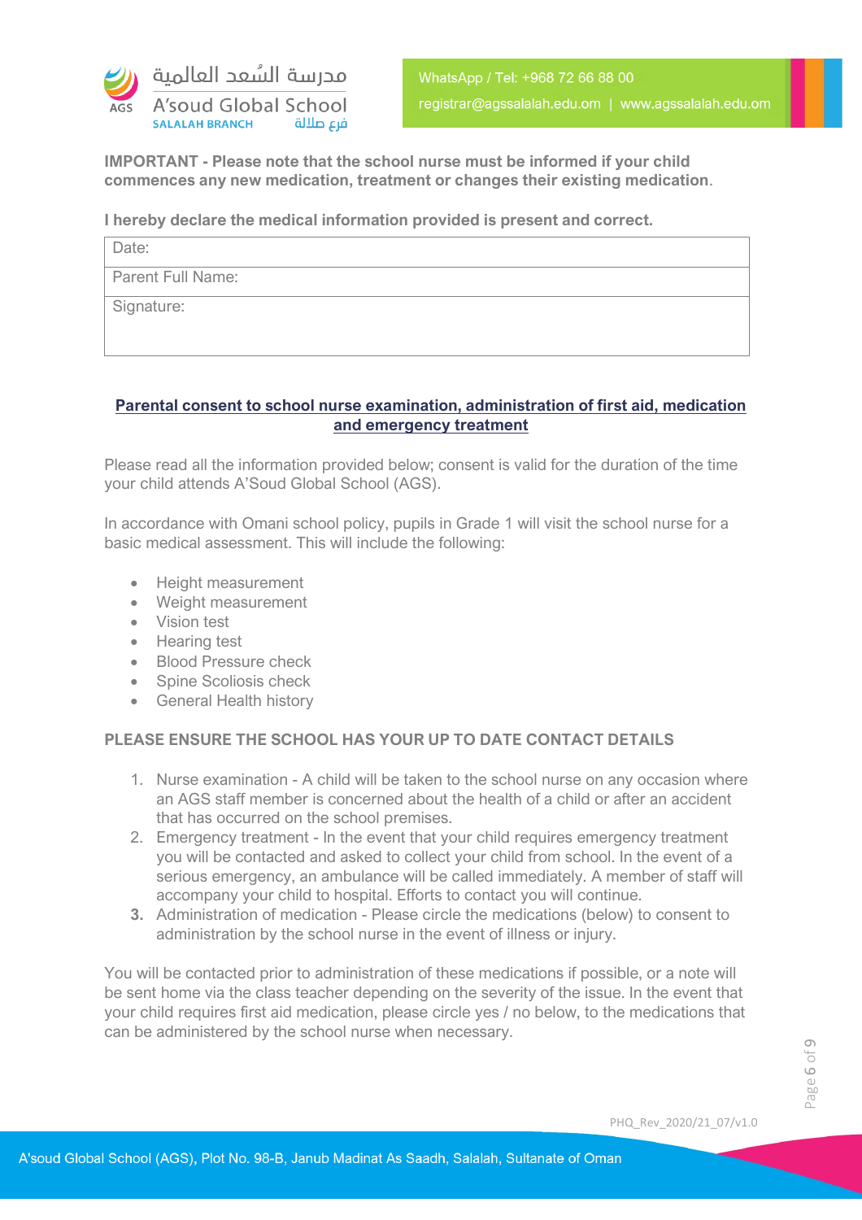**IMPORTANT - Please note that the school nurse must be informed if your child commences any new medication, treatment or changes their existing medication.**

**I hereby declare the medical information provided is present and correct.**

| Date: |
|---|
| Parent Full Name: |
| Signature: |

## Parental consent to school nurse examination, administration of first aid, medication and emergency treatment

Please read all the information provided below; consent is valid for the duration of the time your child attends A'Soud Global School (AGS).

In accordance with Omani school policy, pupils in Grade 1 will visit the school nurse for a basic medical assessment. This will include the following:

- Height measurement
- Weight measurement
- Vision test
- Hearing test
- Blood Pressure check
- Spine Scoliosis check
- General Health history

**PLEASE ENSURE THE SCHOOL HAS YOUR UP TO DATE CONTACT DETAILS**

1. Nurse examination - A child will be taken to the school nurse on any occasion where an AGS staff member is concerned about the health of a child or after an accident that has occurred on the school premises.
2. Emergency treatment - In the event that your child requires emergency treatment you will be contacted and asked to collect your child from school. In the event of a serious emergency, an ambulance will be called immediately. A member of staff will accompany your child to hospital. Efforts to contact you will continue.
3. Administration of medication - Please circle the medications (below) to consent to administration by the school nurse in the event of illness or injury.

You will be contacted prior to administration of these medications if possible, or a note will be sent home via the class teacher depending on the severity of the issue. In the event that your child requires first aid medication, please circle yes / no below, to the medications that can be administered by the school nurse when necessary.

PHQ_Rev_2020/21_07/v1.0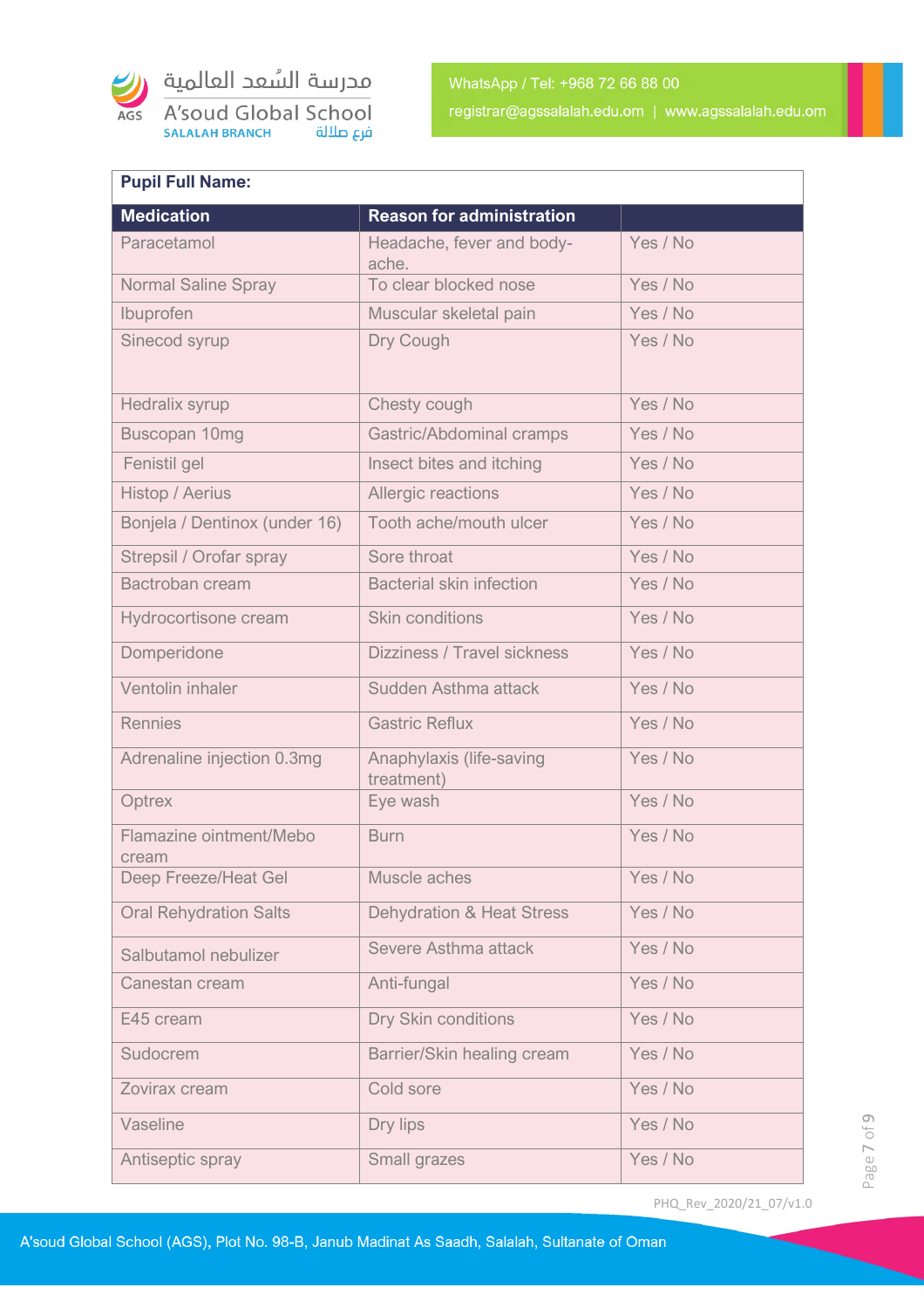**Pupil Full Name:**

| Medication | Reason for administration | |
|---|---|---|
| Paracetamol | Headache, fever and body-ache. | Yes / No |
| Normal Saline Spray | To clear blocked nose | Yes / No |
| Ibuprofen | Muscular skeletal pain | Yes / No |
| Sinecod syrup | Dry Cough | Yes / No |
| Hedralix syrup | Chesty cough | Yes / No |
| Buscopan 10mg | Gastric/Abdominal cramps | Yes / No |
| Fenistil gel | Insect bites and itching | Yes / No |
| Histop / Aerius | Allergic reactions | Yes / No |
| Bonjela / Dentinox (under 16) | Tooth ache/mouth ulcer | Yes / No |
| Strepsil / Orofar spray | Sore throat | Yes / No |
| Bactroban cream | Bacterial skin infection | Yes / No |
| Hydrocortisone cream | Skin conditions | Yes / No |
| Domperidone | Dizziness / Travel sickness | Yes / No |
| Ventolin inhaler | Sudden Asthma attack | Yes / No |
| Rennies | Gastric Reflux | Yes / No |
| Adrenaline injection 0.3mg | Anaphylaxis (life-saving treatment) | Yes / No |
| Optrex | Eye wash | Yes / No |
| Flamazine ointment/Mebo cream | Burn | Yes / No |
| Deep Freeze/Heat Gel | Muscle aches | Yes / No |
| Oral Rehydration Salts | Dehydration & Heat Stress | Yes / No |
| Salbutamol nebulizer | Severe Asthma attack | Yes / No |
| Canestan cream | Anti-fungal | Yes / No |
| E45 cream | Dry Skin conditions | Yes / No |
| Sudocrem | Barrier/Skin healing cream | Yes / No |
| Zovirax cream | Cold sore | Yes / No |
| Vaseline | Dry lips | Yes / No |
| Antiseptic spray | Small grazes | Yes / No |

PHQ_Rev_2020/21_07/v1.0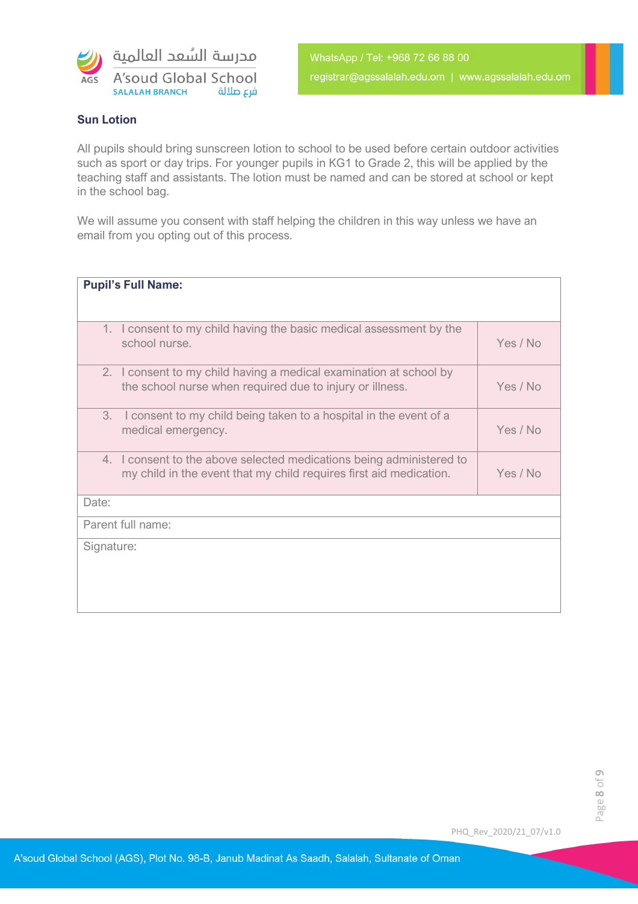## Sun Lotion

All pupils should bring sunscreen lotion to school to be used before certain outdoor activities such as sport or day trips. For younger pupils in KG1 to Grade 2, this will be applied by the teaching staff and assistants. The lotion must be named and can be stored at school or kept in the school bag.

We will assume you consent with staff helping the children in this way unless we have an email from you opting out of this process.

| **Pupil's Full Name:** | |
|---|---|
| 1. I consent to my child having the basic medical assessment by the school nurse. | Yes / No |
| 2. I consent to my child having a medical examination at school by the school nurse when required due to injury or illness. | Yes / No |
| 3. I consent to my child being taken to a hospital in the event of a medical emergency. | Yes / No |
| 4. I consent to the above selected medications being administered to my child in the event that my child requires first aid medication. | Yes / No |
| Date: | |
| Parent full name: | |
| Signature: | |

PHQ_Rev_2020/21_07/v1.0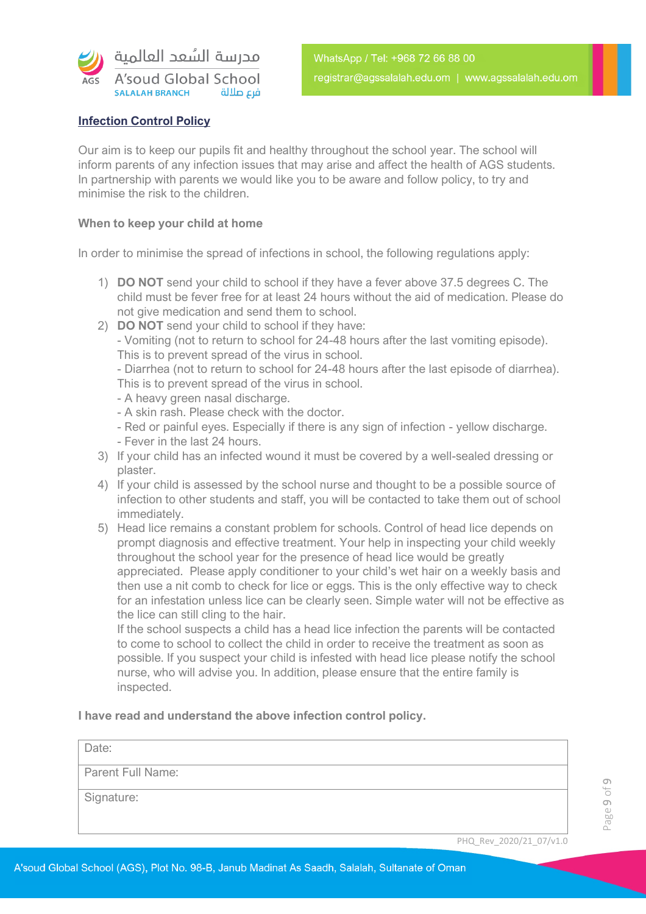## Infection Control Policy

Our aim is to keep our pupils fit and healthy throughout the school year. The school will inform parents of any infection issues that may arise and affect the health of AGS students. In partnership with parents we would like you to be aware and follow policy, to try and minimise the risk to the children.

### When to keep your child at home

In order to minimise the spread of infections in school, the following regulations apply:

1) **DO NOT** send your child to school if they have a fever above 37.5 degrees C. The child must be fever free for at least 24 hours without the aid of medication. Please do not give medication and send them to school.
2) **DO NOT** send your child to school if they have:
   - Vomiting (not to return to school for 24-48 hours after the last vomiting episode). This is to prevent spread of the virus in school.
   - Diarrhea (not to return to school for 24-48 hours after the last episode of diarrhea). This is to prevent spread of the virus in school.
   - A heavy green nasal discharge.
   - A skin rash. Please check with the doctor.
   - Red or painful eyes. Especially if there is any sign of infection - yellow discharge.
   - Fever in the last 24 hours.
3) If your child has an infected wound it must be covered by a well-sealed dressing or plaster.
4) If your child is assessed by the school nurse and thought to be a possible source of infection to other students and staff, you will be contacted to take them out of school immediately.
5) Head lice remains a constant problem for schools. Control of head lice depends on prompt diagnosis and effective treatment. Your help in inspecting your child weekly throughout the school year for the presence of head lice would be greatly appreciated. Please apply conditioner to your child's wet hair on a weekly basis and then use a nit comb to check for lice or eggs. This is the only effective way to check for an infestation unless lice can be clearly seen. Simple water will not be effective as the lice can still cling to the hair.
   If the school suspects a child has a head lice infection the parents will be contacted to come to school to collect the child in order to receive the treatment as soon as possible. If you suspect your child is infested with head lice please notify the school nurse, who will advise you. In addition, please ensure that the entire family is inspected.

**I have read and understand the above infection control policy.**

| |
|---|
| Date: |
| Parent Full Name: |
| Signature: |

PHQ_Rev_2020/21_07/v1.0